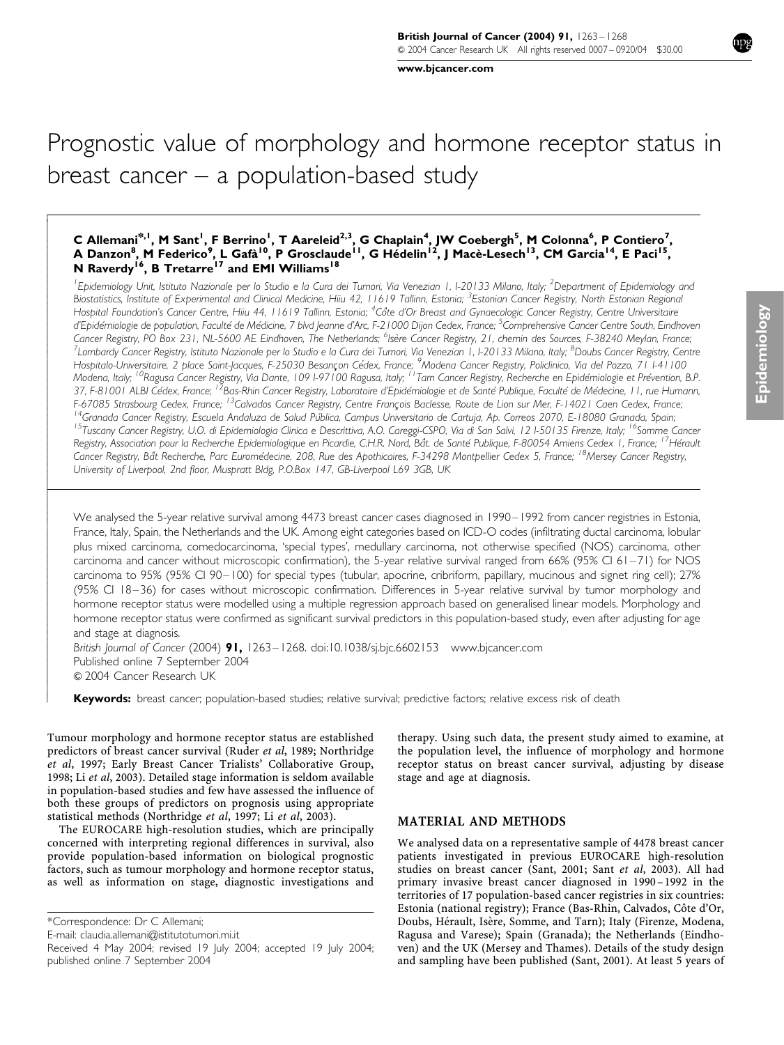# Prognostic value of morphology and hormone receptor status in breast cancer – a population-based study

**C Allemani*[,1], M Sant[1], F Berrino[1], T Aareleid[2,3], G Chaplain[4], JW Coebergh[5], M Colonna[6], P Contiero[7], A Danzon[8], M Federico[9], L Gafà[10], P Grosclaude[11], G Hédelin[12], J Macè-Lesech[13], CM Garcia[14], E Paci[15], N Raverdy[16], B Tretarre[17] and EMI Williams[18]**

[1]Epidemiology Unit, Istituto Nazionale per lo Studio e la Cura dei Tumori, Via Venezian 1, I-20133 Milano, Italy; [2]Department of Epidemiology and Biostatistics, Institute of Experimental and Clinical Medicine, Hiiu 42, 11619 Tallinn, Estonia; [3]Estonian Cancer Registry, North Estonian Regional Hospital Foundation's Cancer Centre, Hiiu 44, 11619 Tallinn, Estonia; [4]Côte d'Or Breast and Gynaecologic Cancer Registry, Centre Universitaire d'Epidémiologie de population, Faculté de Médicine, 7 blvd Jeanne d'Arc, F-21000 Dijon Cedex, France; [5]Comprehensive Cancer Centre South, Eindhoven Cancer Registry, PO Box 231, NL-5600 AE Eindhoven, The Netherlands; [6]Isère Cancer Registry, 21, chemin des Sources, F-38240 Meylan, France; [7]Lombardy Cancer Registry, Istituto Nazionale per lo Studio e la Cura dei Tumori, Via Venezian 1, I-20133 Milano, Italy; [8]Doubs Cancer Registry, Centre Hospitalo-Universitaire, 2 place Saint-Jacques, F-25030 Besançon Cédex, France; [9]Modena Cancer Registry, Policlinico, Via del Pozzo, 71 I-41100 Modena, Italy; [10]Ragusa Cancer Registry, Via Dante, 109 I-97100 Ragusa, Italy; [11]Tarn Cancer Registry, Recherche en Epidémiologie et Prévention, B.P. 37, F-81001 ALBI Cédex, France; [12]Bas-Rhin Cancer Registry, Laboratoire d'Epidémiologie et de Santé Publique, Faculté de Médecine, 11, rue Humann, F-67085 Strasbourg Cedex, France; [13]Calvados Cancer Registry, Centre François Baclesse, Route de Lion sur Mer, F-14021 Caen Cedex, France; [14]Granada Cancer Registry, Escuela Andaluza de Salud Pública, Campus Universitario de Cartuja, Ap. Correos 2070, E-18080 Granada, Spain; [15]Tuscany Cancer Registry, U.O. di Epidemiologia Clinica e Descrittiva, A.O. Careggi-CSPO, Via di San Salvi, 12 I-50135 Firenze, Italy; [16]Somme Cancer Registry, Association pour la Recherche Epidemiologique en Picardie, C.H.R. Nord, Bât. de Santé Publique, F-80054 Amiens Cedex 1, France; [17]Hérault Cancer Registry, Bât Recherche, Parc Euromédecine, 208, Rue des Apothicaires, F-34298 Montpellier Cedex 5, France; [18]Mersey Cancer Registry, University of Liverpool, 2nd floor, Muspratt Bldg, P.O.Box 147, GB-Liverpool L69 3GB, UK

We analysed the 5-year relative survival among 4473 breast cancer cases diagnosed in 1990–1992 from cancer registries in Estonia, France, Italy, Spain, the Netherlands and the UK. Among eight categories based on ICD-O codes (infiltrating ductal carcinoma, lobular plus mixed carcinoma, comedocarcinoma, 'special types', medullary carcinoma, not otherwise specified (NOS) carcinoma, other carcinoma and cancer without microscopic confirmation), the 5-year relative survival ranged from 66% (95% CI 61–71) for NOS carcinoma to 95% (95% CI 90–100) for special types (tubular, apocrine, cribriform, papillary, mucinous and signet ring cell); 27% (95% CI 18–36) for cases without microscopic confirmation. Differences in 5-year relative survival by tumor morphology and hormone receptor status were modelled using a multiple regression approach based on generalised linear models. Morphology and hormone receptor status were confirmed as significant survival predictors in this population-based study, even after adjusting for age and stage at diagnosis.

*British Journal of Cancer* (2004) **91,** 1263–1268. doi:10.1038/sj.bjc.6602153 www.bjcancer.com
Published online 7 September 2004
© 2004 Cancer Research UK

**Keywords:** breast cancer; population-based studies; relative survival; predictive factors; relative excess risk of death

Tumour morphology and hormone receptor status are established predictors of breast cancer survival (Ruder *et al*, 1989; Northridge *et al*, 1997; Early Breast Cancer Trialists' Collaborative Group, 1998; Li *et al*, 2003). Detailed stage information is seldom available in population-based studies and few have assessed the influence of both these groups of predictors on prognosis using appropriate statistical methods (Northridge *et al*, 1997; Li *et al*, 2003).

The EUROCARE high-resolution studies, which are principally concerned with interpreting regional differences in survival, also provide population-based information on biological prognostic factors, such as tumour morphology and hormone receptor status, as well as information on stage, diagnostic investigations and therapy. Using such data, the present study aimed to examine, at the population level, the influence of morphology and hormone receptor status on breast cancer survival, adjusting by disease stage and age at diagnosis.

## MATERIAL AND METHODS

We analysed data on a representative sample of 4478 breast cancer patients investigated in previous EUROCARE high-resolution studies on breast cancer (Sant, 2001; Sant *et al*, 2003). All had primary invasive breast cancer diagnosed in 1990–1992 in the territories of 17 population-based cancer registries in six countries: Estonia (national registry); France (Bas-Rhin, Calvados, Côte d'Or, Doubs, Hérault, Isère, Somme, and Tarn); Italy (Firenze, Modena, Ragusa and Varese); Spain (Granada); the Netherlands (Eindhoven) and the UK (Mersey and Thames). Details of the study design and sampling have been published (Sant, 2001). At least 5 years of

*Correspondence: Dr C Allemani;
E-mail: claudia.allemani@istitutotumori.mi.it
Received 4 May 2004; revised 19 July 2004; accepted 19 July 2004; published online 7 September 2004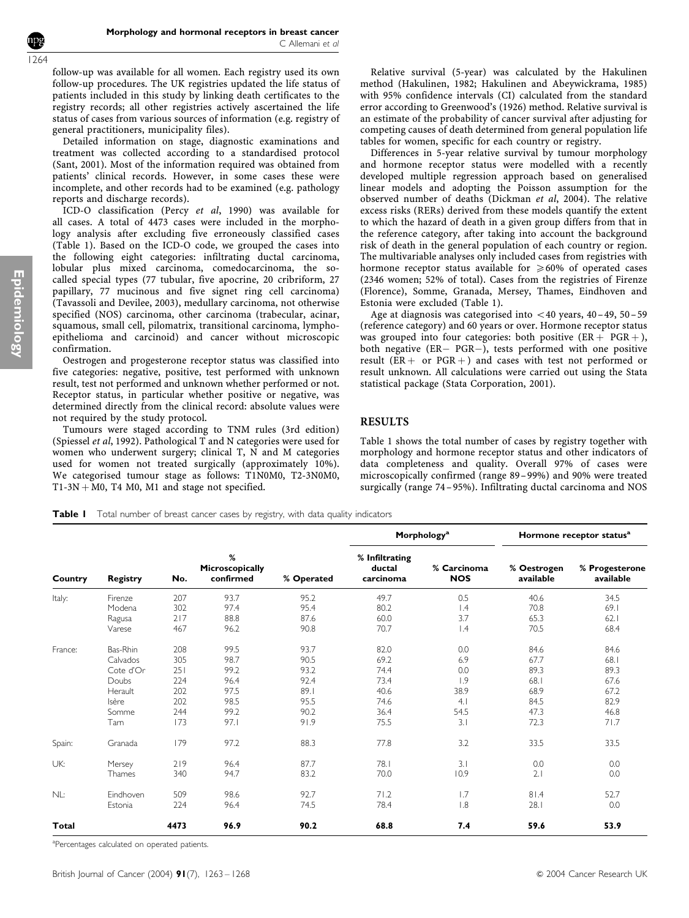follow-up was available for all women. Each registry used its own follow-up procedures. The UK registries updated the life status of patients included in this study by linking death certificates to the registry records; all other registries actively ascertained the life status of cases from various sources of information (e.g. registry of general practitioners, municipality files).

Detailed information on stage, diagnostic examinations and treatment was collected according to a standardised protocol (Sant, 2001). Most of the information required was obtained from patients' clinical records. However, in some cases these were incomplete, and other records had to be examined (e.g. pathology reports and discharge records).

ICD-O classification (Percy *et al*, 1990) was available for all cases. A total of 4473 cases were included in the morphology analysis after excluding five erroneously classified cases (Table 1). Based on the ICD-O code, we grouped the cases into the following eight categories: infiltrating ductal carcinoma, lobular plus mixed carcinoma, comedocarcinoma, the so-called special types (77 tubular, five apocrine, 20 cribriform, 27 papillary, 77 mucinous and five signet ring cell carcinoma) (Tavassoli and Devilee, 2003), medullary carcinoma, not otherwise specified (NOS) carcinoma, other carcinoma (trabecular, acinar, squamous, small cell, pilomatrix, transitional carcinoma, lympho-epithelioma and carcinoid) and cancer without microscopic confirmation.

Oestrogen and progesterone receptor status was classified into five categories: negative, positive, test performed with unknown result, test not performed and unknown whether performed or not. Receptor status, in particular whether positive or negative, was determined directly from the clinical record: absolute values were not required by the study protocol.

Tumours were staged according to TNM rules (3rd edition) (Spiessel *et al*, 1992). Pathological T and N categories were used for women who underwent surgery; clinical T, N and M categories used for women not treated surgically (approximately 10%). We categorised tumour stage as follows: T1N0M0, T2-3N0M0, T1-3N + M0, T4 M0, M1 and stage not specified.

Relative survival (5-year) was calculated by the Hakulinen method (Hakulinen, 1982; Hakulinen and Abeywickrama, 1985) with 95% confidence intervals (CI) calculated from the standard error according to Greenwood's (1926) method. Relative survival is an estimate of the probability of cancer survival after adjusting for competing causes of death determined from general population life tables for women, specific for each country or registry.

Differences in 5-year relative survival by tumour morphology and hormone receptor status were modelled with a recently developed multiple regression approach based on generalised linear models and adopting the Poisson assumption for the observed number of deaths (Dickman *et al*, 2004). The relative excess risks (RERs) derived from these models quantify the extent to which the hazard of death in a given group differs from that in the reference category, after taking into account the background risk of death in the general population of each country or region. The multivariable analyses only included cases from registries with hormone receptor status available for $\geqslant 60\%$ of operated cases (2346 women; 52% of total). Cases from the registries of Firenze (Florence), Somme, Granada, Mersey, Thames, Eindhoven and Estonia were excluded (Table 1).

Age at diagnosis was categorised into $<40$ years, 40–49, 50–59 (reference category) and 60 years or over. Hormone receptor status was grouped into four categories: both positive (ER + PGR +), both negative (ER − PGR −), tests performed with one positive result (ER + or PGR +) and cases with test not performed or result unknown. All calculations were carried out using the Stata statistical package (Stata Corporation, 2001).

## RESULTS

Table 1 shows the total number of cases by registry together with morphology and hormone receptor status and other indicators of data completeness and quality. Overall 97% of cases were microscopically confirmed (range 89–99%) and 90% were treated surgically (range 74–95%). Infiltrating ductal carcinoma and NOS

**Table 1** Total number of breast cancer cases by registry, with data quality indicators

| | | | | | Morphology[a] | | Hormone receptor status[a] | |
|---|---|---|---|---|---|---|---|---|
| Country | Registry | No. | % Microscopically confirmed | % Operated | % Infiltrating ductal carcinoma | % Carcinoma NOS | % Oestrogen available | % Progesterone available |
| Italy: | Firenze | 207 | 93.7 | 95.2 | 49.7 | 0.5 | 40.6 | 34.5 |
| | Modena | 302 | 97.4 | 95.4 | 80.2 | 1.4 | 70.8 | 69.1 |
| | Ragusa | 217 | 88.8 | 87.6 | 60.0 | 3.7 | 65.3 | 62.1 |
| | Varese | 467 | 96.2 | 90.8 | 70.7 | 1.4 | 70.5 | 68.4 |
| France: | Bas-Rhin | 208 | 99.5 | 93.7 | 82.0 | 0.0 | 84.6 | 84.6 |
| | Calvados | 305 | 98.7 | 90.5 | 69.2 | 6.9 | 67.7 | 68.1 |
| | Cote d'Or | 251 | 99.2 | 93.2 | 74.4 | 0.0 | 89.3 | 89.3 |
| | Doubs | 224 | 96.4 | 92.4 | 73.4 | 1.9 | 68.1 | 67.6 |
| | Herault | 202 | 97.5 | 89.1 | 40.6 | 38.9 | 68.9 | 67.2 |
| | Isère | 202 | 98.5 | 95.5 | 74.6 | 4.1 | 84.5 | 82.9 |
| | Somme | 244 | 99.2 | 90.2 | 36.4 | 54.5 | 47.3 | 46.8 |
| | Tarn | 173 | 97.1 | 91.9 | 75.5 | 3.1 | 72.3 | 71.7 |
| Spain: | Granada | 179 | 97.2 | 88.3 | 77.8 | 3.2 | 33.5 | 33.5 |
| UK: | Mersey | 219 | 96.4 | 87.7 | 78.1 | 3.1 | 0.0 | 0.0 |
| | Thames | 340 | 94.7 | 83.2 | 70.0 | 10.9 | 2.1 | 0.0 |
| NL: | Eindhoven | 509 | 98.6 | 92.7 | 71.2 | 1.7 | 81.4 | 52.7 |
| | Estonia | 224 | 96.4 | 74.5 | 78.4 | 1.8 | 28.1 | 0.0 |
| **Total** | | **4473** | **96.9** | **90.2** | **68.8** | **7.4** | **59.6** | **53.9** |

[a]Percentages calculated on operated patients.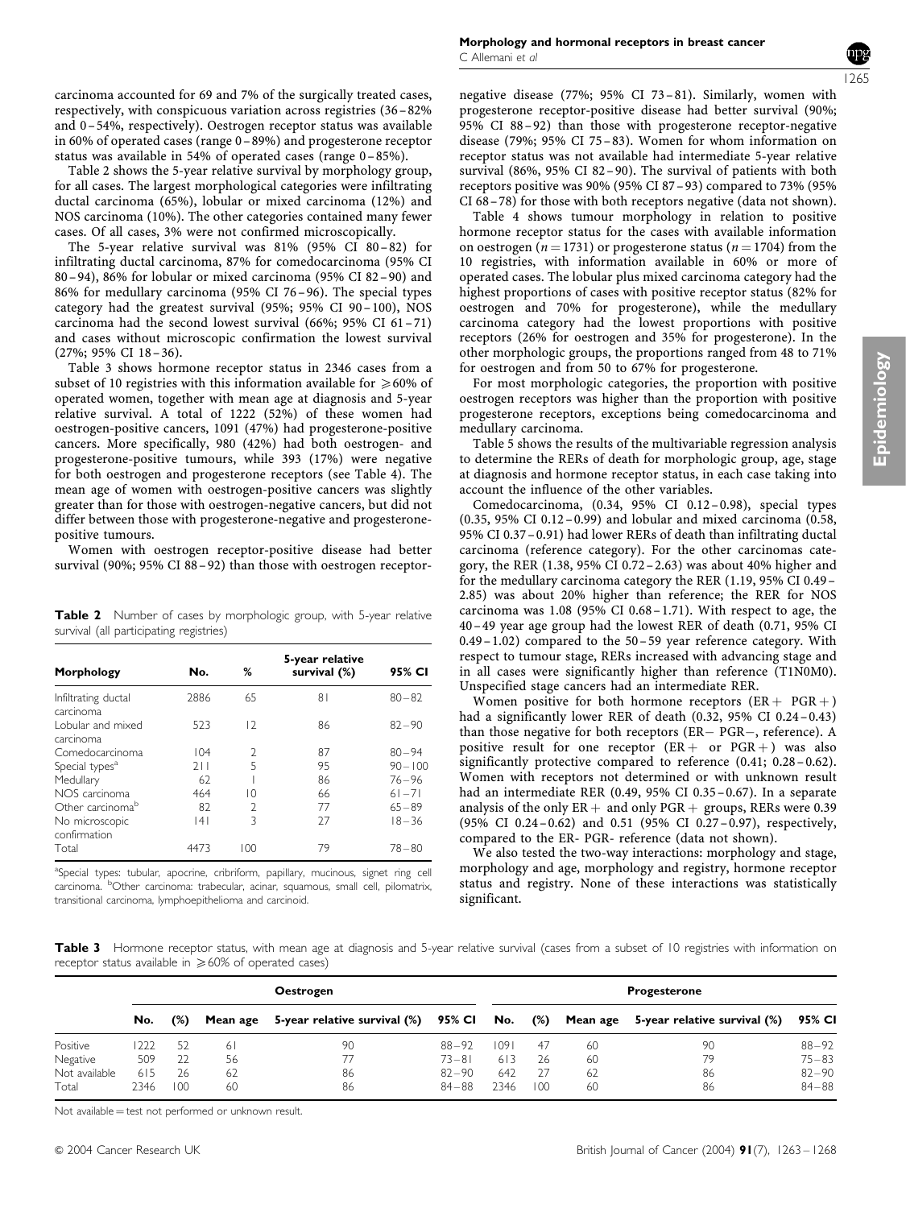carcinoma accounted for 69 and 7% of the surgically treated cases, respectively, with conspicuous variation across registries (36–82% and 0–54%, respectively). Oestrogen receptor status was available in 60% of operated cases (range 0–89%) and progesterone receptor status was available in 54% of operated cases (range 0–85%).

Table 2 shows the 5-year relative survival by morphology group, for all cases. The largest morphological categories were infiltrating ductal carcinoma (65%), lobular or mixed carcinoma (12%) and NOS carcinoma (10%). The other categories contained many fewer cases. Of all cases, 3% were not confirmed microscopically.

The 5-year relative survival was 81% (95% CI 80–82) for infiltrating ductal carcinoma, 87% for comedocarcinoma (95% CI 80–94), 86% for lobular or mixed carcinoma (95% CI 82–90) and 86% for medullary carcinoma (95% CI 76–96). The special types category had the greatest survival (95%; 95% CI 90–100), NOS carcinoma had the second lowest survival (66%; 95% CI 61–71) and cases without microscopic confirmation the lowest survival (27%; 95% CI 18–36).

Table 3 shows hormone receptor status in 2346 cases from a subset of 10 registries with this information available for ⩾60% of operated women, together with mean age at diagnosis and 5-year relative survival. A total of 1222 (52%) of these women had oestrogen-positive cancers, 1091 (47%) had progesterone-positive cancers. More specifically, 980 (42%) had both oestrogen- and progesterone-positive tumours, while 393 (17%) were negative for both oestrogen and progesterone receptors (see Table 4). The mean age of women with oestrogen-positive cancers was slightly greater than for those with oestrogen-negative cancers, but did not differ between those with progesterone-negative and progesterone-positive tumours.

Women with oestrogen receptor-positive disease had better survival (90%; 95% CI 88–92) than those with oestrogen receptor-negative disease (77%; 95% CI 73–81). Similarly, women with progesterone receptor-positive disease had better survival (90%; 95% CI 88–92) than those with progesterone receptor-negative disease (79%; 95% CI 75–83). Women for whom information on receptor status was not available had intermediate 5-year relative survival (86%, 95% CI 82–90). The survival of patients with both receptors positive was 90% (95% CI 87–93) compared to 73% (95% CI 68–78) for those with both receptors negative (data not shown).

Table 4 shows tumour morphology in relation to positive hormone receptor status for the cases with available information on oestrogen ($n = 1731$) or progesterone status ($n = 1704$) from the 10 registries, with information available in 60% or more of operated cases. The lobular plus mixed carcinoma category had the highest proportions of cases with positive receptor status (82% for oestrogen and 70% for progesterone), while the medullary carcinoma category had the lowest proportions with positive receptors (26% for oestrogen and 35% for progesterone). In the other morphologic groups, the proportions ranged from 48 to 71% for oestrogen and from 50 to 67% for progesterone.

For most morphologic categories, the proportion with positive oestrogen receptors was higher than the proportion with positive progesterone receptors, exceptions being comedocarcinoma and medullary carcinoma.

Table 5 shows the results of the multivariable regression analysis to determine the RERs of death for morphologic group, age, stage at diagnosis and hormone receptor status, in each case taking into account the influence of the other variables.

Comedocarcinoma, (0.34, 95% CI 0.12–0.98), special types (0.35, 95% CI 0.12–0.99) and lobular and mixed carcinoma (0.58, 95% CI 0.37–0.91) had lower RERs of death than infiltrating ductal carcinoma (reference category). For the other carcinomas category, the RER (1.38, 95% CI 0.72–2.63) was about 40% higher and for the medullary carcinoma category the RER (1.19, 95% CI 0.49–2.85) was about 20% higher than reference; the RER for NOS carcinoma was 1.08 (95% CI 0.68–1.71). With respect to age, the 40–49 year age group had the lowest RER of death (0.71, 95% CI 0.49–1.02) compared to the 50–59 year reference category. With respect to tumour stage, RERs increased with advancing stage and in all cases were significantly higher than reference (T1N0M0). Unspecified stage cancers had an intermediate RER.

Women positive for both hormone receptors (ER+ PGR+) had a significantly lower RER of death (0.32, 95% CI 0.24–0.43) than those negative for both receptors (ER− PGR−, reference). A positive result for one receptor (ER+ or PGR+) was also significantly protective compared to reference (0.41; 0.28–0.62). Women with receptors not determined or with unknown result had an intermediate RER (0.49, 95% CI 0.35–0.67). In a separate analysis of the only ER+ and only PGR+ groups, RERs were 0.39 (95% CI 0.24–0.62) and 0.51 (95% CI 0.27–0.97), respectively, compared to the ER- PGR- reference (data not shown).

We also tested the two-way interactions: morphology and stage, morphology and age, morphology and registry, hormone receptor status and registry. None of these interactions was statistically significant.

**Table 2** Number of cases by morphologic group, with 5-year relative survival (all participating registries)

| Morphology | No. | % | 5-year relative survival (%) | 95% CI |
|---|---|---|---|---|
| Infiltrating ductal carcinoma | 2886 | 65 | 81 | 80–82 |
| Lobular and mixed carcinoma | 523 | 12 | 86 | 82–90 |
| Comedocarcinoma | 104 | 2 | 87 | 80–94 |
| Special types[a] | 211 | 5 | 95 | 90–100 |
| Medullary | 62 | 1 | 86 | 76–96 |
| NOS carcinoma | 464 | 10 | 66 | 61–71 |
| Other carcinoma[b] | 82 | 2 | 77 | 65–89 |
| No microscopic confirmation | 141 | 3 | 27 | 18–36 |
| Total | 4473 | 100 | 79 | 78–80 |

[a]Special types: tubular, apocrine, cribriform, papillary, mucinous, signet ring cell carcinoma. [b]Other carcinoma: trabecular, acinar, squamous, small cell, pilomatrix, transitional carcinoma, lymphoepithelioma and carcinoid.

**Table 3** Hormone receptor status, with mean age at diagnosis and 5-year relative survival (cases from a subset of 10 registries with information on receptor status available in ⩾60% of operated cases)

| | Oestrogen | | | | | Progesterone | | | | |
|---|---|---|---|---|---|---|---|---|---|---|
| | No. | (%) | Mean age | 5-year relative survival (%) | 95% CI | No. | (%) | Mean age | 5-year relative survival (%) | 95% CI |
| Positive | 1222 | 52 | 61 | 90 | 88–92 | 1091 | 47 | 60 | 90 | 88–92 |
| Negative | 509 | 22 | 56 | 77 | 73–81 | 613 | 26 | 60 | 79 | 75–83 |
| Not available | 615 | 26 | 62 | 86 | 82–90 | 642 | 27 | 62 | 86 | 82–90 |
| Total | 2346 | 100 | 60 | 86 | 84–88 | 2346 | 100 | 60 | 86 | 84–88 |

Not available = test not performed or unknown result.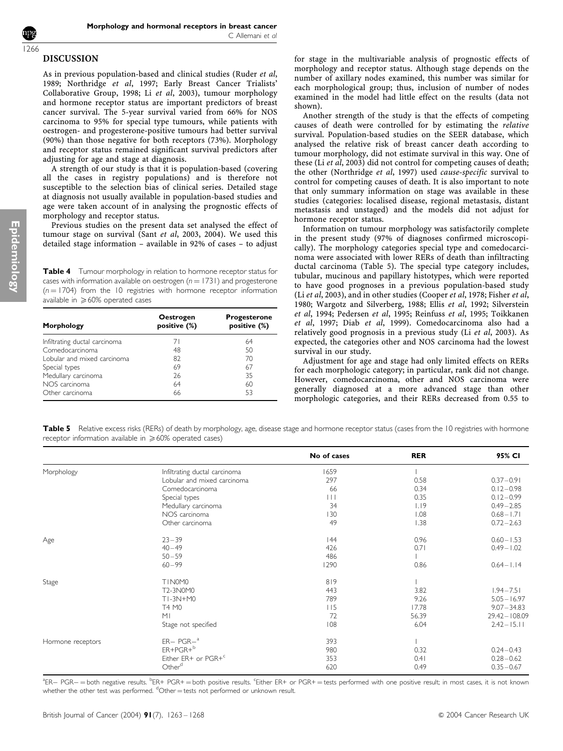## DISCUSSION

As in previous population-based and clinical studies (Ruder *et al*, 1989; Northridge *et al*, 1997; Early Breast Cancer Trialists' Collaborative Group, 1998; Li *et al*, 2003), tumour morphology and hormone receptor status are important predictors of breast cancer survival. The 5-year survival varied from 66% for NOS carcinoma to 95% for special type tumours, while patients with oestrogen- and progesterone-positive tumours had better survival (90%) than those negative for both receptors (73%). Morphology and receptor status remained significant survival predictors after adjusting for age and stage at diagnosis.

A strength of our study is that it is population-based (covering all the cases in registry populations) and is therefore not susceptible to the selection bias of clinical series. Detailed stage at diagnosis not usually available in population-based studies and age were taken account of in analysing the prognostic effects of morphology and receptor status.

Previous studies on the present data set analysed the effect of tumour stage on survival (Sant *et al*, 2003, 2004). We used this detailed stage information – available in 92% of cases – to adjust for stage in the multivariable analysis of prognostic effects of morphology and receptor status. Although stage depends on the number of axillary nodes examined, this number was similar for each morphological group; thus, inclusion of number of nodes examined in the model had little effect on the results (data not shown).

Another strength of the study is that the effects of competing causes of death were controlled for by estimating the *relative* survival. Population-based studies on the SEER database, which analysed the relative risk of breast cancer death according to tumour morphology, did not estimate survival in this way. One of these (Li *et al*, 2003) did not control for competing causes of death; the other (Northridge *et al*, 1997) used *cause-specific* survival to control for competing causes of death. It is also important to note that only summary information on stage was available in these studies (categories: localised disease, regional metastasis, distant metastasis and unstaged) and the models did not adjust for hormone receptor status.

Information on tumour morphology was satisfactorily complete in the present study (97% of diagnoses confirmed microscopically). The morphology categories special type and comedocarcinoma were associated with lower RERs of death than infiltracting ductal carcinoma (Table 5). The special type category includes, tubular, mucinous and papillary histotypes, which were reported to have good prognoses in a previous population-based study (Li *et al*, 2003), and in other studies (Cooper *et al*, 1978; Fisher *et al*, 1980; Wargotz and Silverberg, 1988; Ellis *et al*, 1992; Silverstein *et al*, 1994; Pedersen *et al*, 1995; Reinfuss *et al*, 1995; Toikkanen *et al*, 1997; Diab *et al*, 1999). Comedocarcinoma also had a relatively good prognosis in a previous study (Li *et al*, 2003). As expected, the categories other and NOS carcinoma had the lowest survival in our study.

Adjustment for age and stage had only limited effects on RERs for each morphologic category; in particular, rank did not change. However, comedocarcinoma, other and NOS carcinoma were generally diagnosed at a more advanced stage than other morphologic categories, and their RERs decreased from 0.55 to

**Table 4** Tumour morphology in relation to hormone receptor status for cases with information available on oestrogen ($n = 1731$) and progesterone ($n = 1704$) from the 10 registries with hormone receptor information available in ⩾60% operated cases

| Morphology | Oestrogen positive (%) | Progesterone positive (%) |
|---|---|---|
| Infiltrating ductal carcinoma | 71 | 64 |
| Comedocarcinoma | 48 | 50 |
| Lobular and mixed carcinoma | 82 | 70 |
| Special types | 69 | 67 |
| Medullary carcinoma | 26 | 35 |
| NOS carcinoma | 64 | 60 |
| Other carcinoma | 66 | 53 |

**Table 5** Relative excess risks (RERs) of death by morphology, age, disease stage and hormone receptor status (cases from the 10 registries with hormone receptor information available in ⩾60% operated cases)

| | | No of cases | RER | 95% CI |
|---|---|---|---|---|
| Morphology | Infiltrating ductal carcinoma | 1659 | 1 | |
| | Lobular and mixed carcinoma | 297 | 0.58 | 0.37–0.91 |
| | Comedocarcinoma | 66 | 0.34 | 0.12–0.98 |
| | Special types | 111 | 0.35 | 0.12–0.99 |
| | Medullary carcinoma | 34 | 1.19 | 0.49–2.85 |
| | NOS carcinoma | 130 | 1.08 | 0.68–1.71 |
| | Other carcinoma | 49 | 1.38 | 0.72–2.63 |
| Age | 23–39 | 144 | 0.96 | 0.60–1.53 |
| | 40–49 | 426 | 0.71 | 0.49–1.02 |
| | 50–59 | 486 | 1 | |
| | 60–99 | 1290 | 0.86 | 0.64–1.14 |
| Stage | T1N0M0 | 819 | 1 | |
| | T2-3N0M0 | 443 | 3.82 | 1.94–7.51 |
| | T1-3N+M0 | 789 | 9.26 | 5.05–16.97 |
| | T4 M0 | 115 | 17.78 | 9.07–34.83 |
| | M1 | 72 | 56.39 | 29.42–108.09 |
| | Stage not specified | 108 | 6.04 | 2.42–15.11 |
| Hormone receptors | ER− PGR−[a] | 393 | 1 | |
| | ER+PGR+[b] | 980 | 0.32 | 0.24–0.43 |
| | Either ER+ or PGR+[c] | 353 | 0.41 | 0.28–0.62 |
| | Other[d] | 620 | 0.49 | 0.35–0.67 |

[a]ER− PGR− = both negative results. [b]ER+ PGR+ = both positive results. [c]Either ER+ or PGR+ = tests performed with one positive result; in most cases, it is not known whether the other test was performed. [d]Other = tests not performed or unknown result.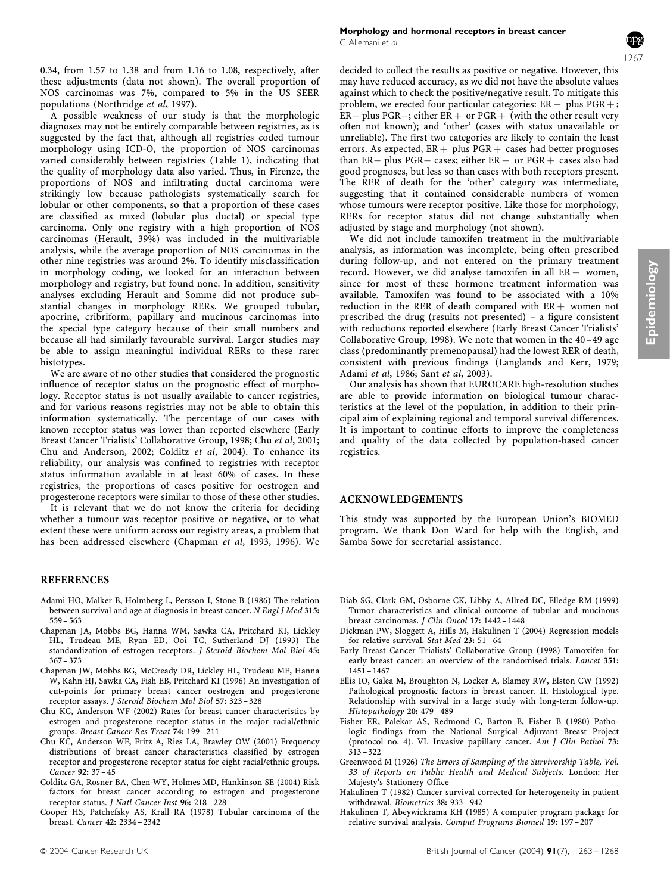0.34, from 1.57 to 1.38 and from 1.16 to 1.08, respectively, after these adjustments (data not shown). The overall proportion of NOS carcinomas was 7%, compared to 5% in the US SEER populations (Northridge *et al*, 1997).

A possible weakness of our study is that the morphologic diagnoses may not be entirely comparable between registries, as is suggested by the fact that, although all registries coded tumour morphology using ICD-O, the proportion of NOS carcinomas varied considerably between registries (Table 1), indicating that the quality of morphology data also varied. Thus, in Firenze, the proportions of NOS and infiltrating ductal carcinoma were strikingly low because pathologists systematically search for lobular or other components, so that a proportion of these cases are classified as mixed (lobular plus ductal) or special type carcinoma. Only one registry with a high proportion of NOS carcinomas (Herault, 39%) was included in the multivariable analysis, while the average proportion of NOS carcinomas in the other nine registries was around 2%. To identify misclassification in morphology coding, we looked for an interaction between morphology and registry, but found none. In addition, sensitivity analyses excluding Herault and Somme did not produce substantial changes in morphology RERs. We grouped tubular, apocrine, cribriform, papillary and mucinous carcinomas into the special type category because of their small numbers and because all had similarly favourable survival. Larger studies may be able to assign meaningful individual RERs to these rarer histotypes.

We are aware of no other studies that considered the prognostic influence of receptor status on the prognostic effect of morphology. Receptor status is not usually available to cancer registries, and for various reasons registries may not be able to obtain this information systematically. The percentage of our cases with known receptor status was lower than reported elsewhere (Early Breast Cancer Trialists' Collaborative Group, 1998; Chu *et al*, 2001; Chu and Anderson, 2002; Colditz *et al*, 2004). To enhance its reliability, our analysis was confined to registries with receptor status information available in at least 60% of cases. In these registries, the proportions of cases positive for oestrogen and progesterone receptors were similar to those of these other studies.

It is relevant that we do not know the criteria for deciding whether a tumour was receptor positive or negative, or to what extent these were uniform across our registry areas, a problem that has been addressed elsewhere (Chapman *et al*, 1993, 1996). We decided to collect the results as positive or negative. However, this may have reduced accuracy, as we did not have the absolute values against which to check the positive/negative result. To mitigate this problem, we erected four particular categories: ER+ plus PGR+; ER− plus PGR−; either ER+ or PGR+ (with the other result very often not known); and 'other' (cases with status unavailable or unreliable). The first two categories are likely to contain the least errors. As expected, ER+ plus PGR+ cases had better prognoses than ER− plus PGR− cases; either ER+ or PGR+ cases also had good prognoses, but less so than cases with both receptors present. The RER of death for the 'other' category was intermediate, suggesting that it contained considerable numbers of women whose tumours were receptor positive. Like those for morphology, RERs for receptor status did not change substantially when adjusted by stage and morphology (not shown).

We did not include tamoxifen treatment in the multivariable analysis, as information was incomplete, being often prescribed during follow-up, and not entered on the primary treatment record. However, we did analyse tamoxifen in all ER+ women, since for most of these hormone treatment information was available. Tamoxifen was found to be associated with a 10% reduction in the RER of death compared with ER+ women not prescribed the drug (results not presented) – a figure consistent with reductions reported elsewhere (Early Breast Cancer Trialists' Collaborative Group, 1998). We note that women in the 40–49 age class (predominantly premenopausal) had the lowest RER of death, consistent with previous findings (Langlands and Kerr, 1979; Adami *et al*, 1986; Sant *et al*, 2003).

Our analysis has shown that EUROCARE high-resolution studies are able to provide information on biological tumour characteristics at the level of the population, in addition to their principal aim of explaining regional and temporal survival differences. It is important to continue efforts to improve the completeness and quality of the data collected by population-based cancer registries.

## ACKNOWLEDGEMENTS

This study was supported by the European Union's BIOMED program. We thank Don Ward for help with the English, and Samba Sowe for secretarial assistance.

## REFERENCES

Adami HO, Malker B, Holmberg L, Persson I, Stone B (1986) The relation between survival and age at diagnosis in breast cancer. *N Engl J Med* **315:** 559–563

Chapman JA, Mobbs BG, Hanna WM, Sawka CA, Pritchard KI, Lickley HL, Trudeau ME, Ryan ED, Ooi TC, Sutherland DJ (1993) The standardization of estrogen receptors. *J Steroid Biochem Mol Biol* **45:** 367–373

Chapman JW, Mobbs BG, McCready DR, Lickley HL, Trudeau ME, Hanna W, Kahn HJ, Sawka CA, Fish EB, Pritchard KI (1996) An investigation of cut-points for primary breast cancer oestrogen and progesterone receptor assays. *J Steroid Biochem Mol Biol* **57:** 323–328

Chu KC, Anderson WF (2002) Rates for breast cancer characteristics by estrogen and progesterone receptor status in the major racial/ethnic groups. *Breast Cancer Res Treat* **74:** 199–211

Chu KC, Anderson WF, Fritz A, Ries LA, Brawley OW (2001) Frequency distributions of breast cancer characteristics classified by estrogen receptor and progesterone receptor status for eight racial/ethnic groups. *Cancer* **92:** 37–45

Colditz GA, Rosner BA, Chen WY, Holmes MD, Hankinson SE (2004) Risk factors for breast cancer according to estrogen and progesterone receptor status. *J Natl Cancer Inst* **96:** 218–228

Cooper HS, Patchefsky AS, Krall RA (1978) Tubular carcinoma of the breast. *Cancer* **42:** 2334–2342

Diab SG, Clark GM, Osborne CK, Libby A, Allred DC, Elledge RM (1999) Tumor characteristics and clinical outcome of tubular and mucinous breast carcinomas. *J Clin Oncol* **17:** 1442–1448

Dickman PW, Sloggett A, Hills M, Hakulinen T (2004) Regression models for relative survival. *Stat Med* **23:** 51–64

Early Breast Cancer Trialists' Collaborative Group (1998) Tamoxifen for early breast cancer: an overview of the randomised trials. *Lancet* **351:** 1451–1467

Ellis IO, Galea M, Broughton N, Locker A, Blamey RW, Elston CW (1992) Pathological prognostic factors in breast cancer. II. Histological type. Relationship with survival in a large study with long-term follow-up. *Histopathology* **20:** 479–489

Fisher ER, Palekar AS, Redmond C, Barton B, Fisher B (1980) Pathologic findings from the National Surgical Adjuvant Breast Project (protocol no. 4). VI. Invasive papillary cancer. *Am J Clin Pathol* **73:** 313–322

Greenwood M (1926) *The Errors of Sampling of the Survivorship Table, Vol. 33 of Reports on Public Health and Medical Subjects*. London: Her Majesty's Stationery Office

Hakulinen T (1982) Cancer survival corrected for heterogeneity in patient withdrawal. *Biometrics* **38:** 933–942

Hakulinen T, Abeywickrama KH (1985) A computer program package for relative survival analysis. *Comput Programs Biomed* **19:** 197–207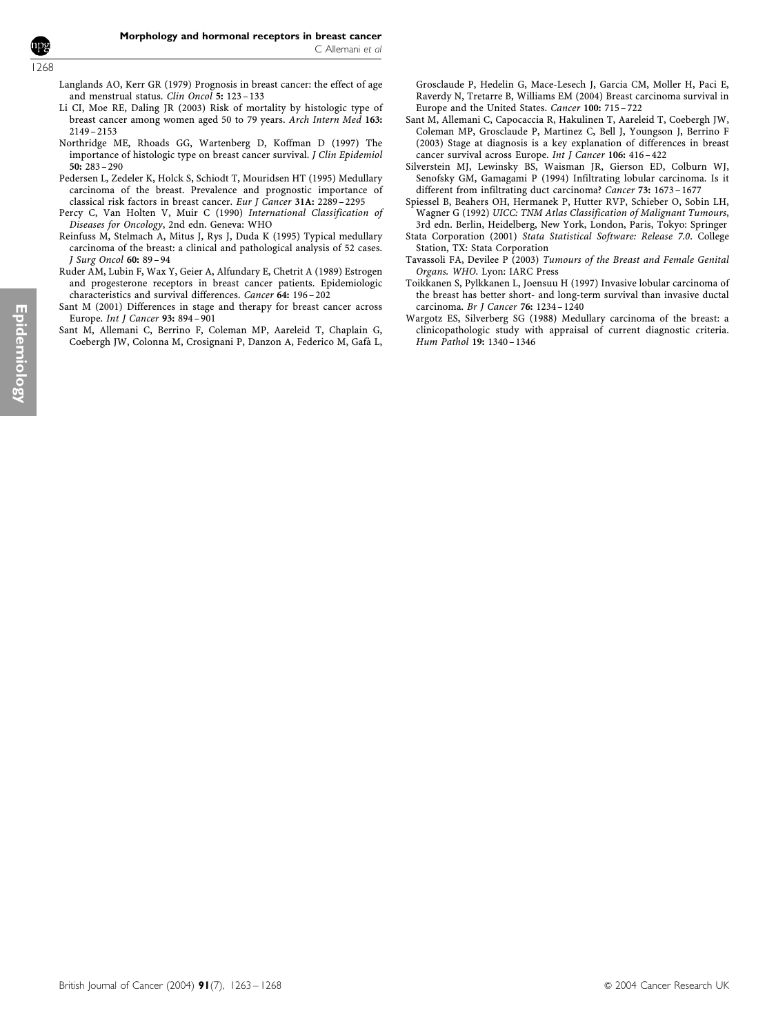Langlands AO, Kerr GR (1979) Prognosis in breast cancer: the effect of age and menstrual status. *Clin Oncol* **5:** 123–133

Li CI, Moe RE, Daling JR (2003) Risk of mortality by histologic type of breast cancer among women aged 50 to 79 years. *Arch Intern Med* **163:** 2149–2153

Northridge ME, Rhoads GG, Wartenberg D, Koffman D (1997) The importance of histologic type on breast cancer survival. *J Clin Epidemiol* **50:** 283–290

Pedersen L, Zedeler K, Holck S, Schiodt T, Mouridsen HT (1995) Medullary carcinoma of the breast. Prevalence and prognostic importance of classical risk factors in breast cancer. *Eur J Cancer* **31A:** 2289–2295

Percy C, Van Holten V, Muir C (1990) *International Classification of Diseases for Oncology*, 2nd edn. Geneva: WHO

Reinfuss M, Stelmach A, Mitus J, Rys J, Duda K (1995) Typical medullary carcinoma of the breast: a clinical and pathological analysis of 52 cases. *J Surg Oncol* **60:** 89–94

Ruder AM, Lubin F, Wax Y, Geier A, Alfundary E, Chetrit A (1989) Estrogen and progesterone receptors in breast cancer patients. Epidemiologic characteristics and survival differences. *Cancer* **64:** 196–202

Sant M (2001) Differences in stage and therapy for breast cancer across Europe. *Int J Cancer* **93:** 894–901

Sant M, Allemani C, Berrino F, Coleman MP, Aareleid T, Chaplain G, Coebergh JW, Colonna M, Crosignani P, Danzon A, Federico M, Gafà L, Grosclaude P, Hedelin G, Mace-Lesech J, Garcia CM, Moller H, Paci E, Raverdy N, Tretarre B, Williams EM (2004) Breast carcinoma survival in Europe and the United States. *Cancer* **100:** 715–722

Sant M, Allemani C, Capocaccia R, Hakulinen T, Aareleid T, Coebergh JW, Coleman MP, Grosclaude P, Martinez C, Bell J, Youngson J, Berrino F (2003) Stage at diagnosis is a key explanation of differences in breast cancer survival across Europe. *Int J Cancer* **106:** 416–422

Silverstein MJ, Lewinsky BS, Waisman JR, Gierson ED, Colburn WJ, Senofsky GM, Gamagami P (1994) Infiltrating lobular carcinoma. Is it different from infiltrating duct carcinoma? *Cancer* **73:** 1673–1677

Spiessel B, Beahers OH, Hermanek P, Hutter RVP, Schieber O, Sobin LH, Wagner G (1992) *UICC: TNM Atlas Classification of Malignant Tumours*, 3rd edn. Berlin, Heidelberg, New York, London, Paris, Tokyo: Springer

Stata Corporation (2001) *Stata Statistical Software: Release 7.0*. College Station, TX: Stata Corporation

Tavassoli FA, Devilee P (2003) *Tumours of the Breast and Female Genital Organs. WHO*. Lyon: IARC Press

Toikkanen S, Pylkkanen L, Joensuu H (1997) Invasive lobular carcinoma of the breast has better short- and long-term survival than invasive ductal carcinoma. *Br J Cancer* **76:** 1234–1240

Wargotz ES, Silverberg SG (1988) Medullary carcinoma of the breast: a clinicopathologic study with appraisal of current diagnostic criteria. *Hum Pathol* **19:** 1340–1346